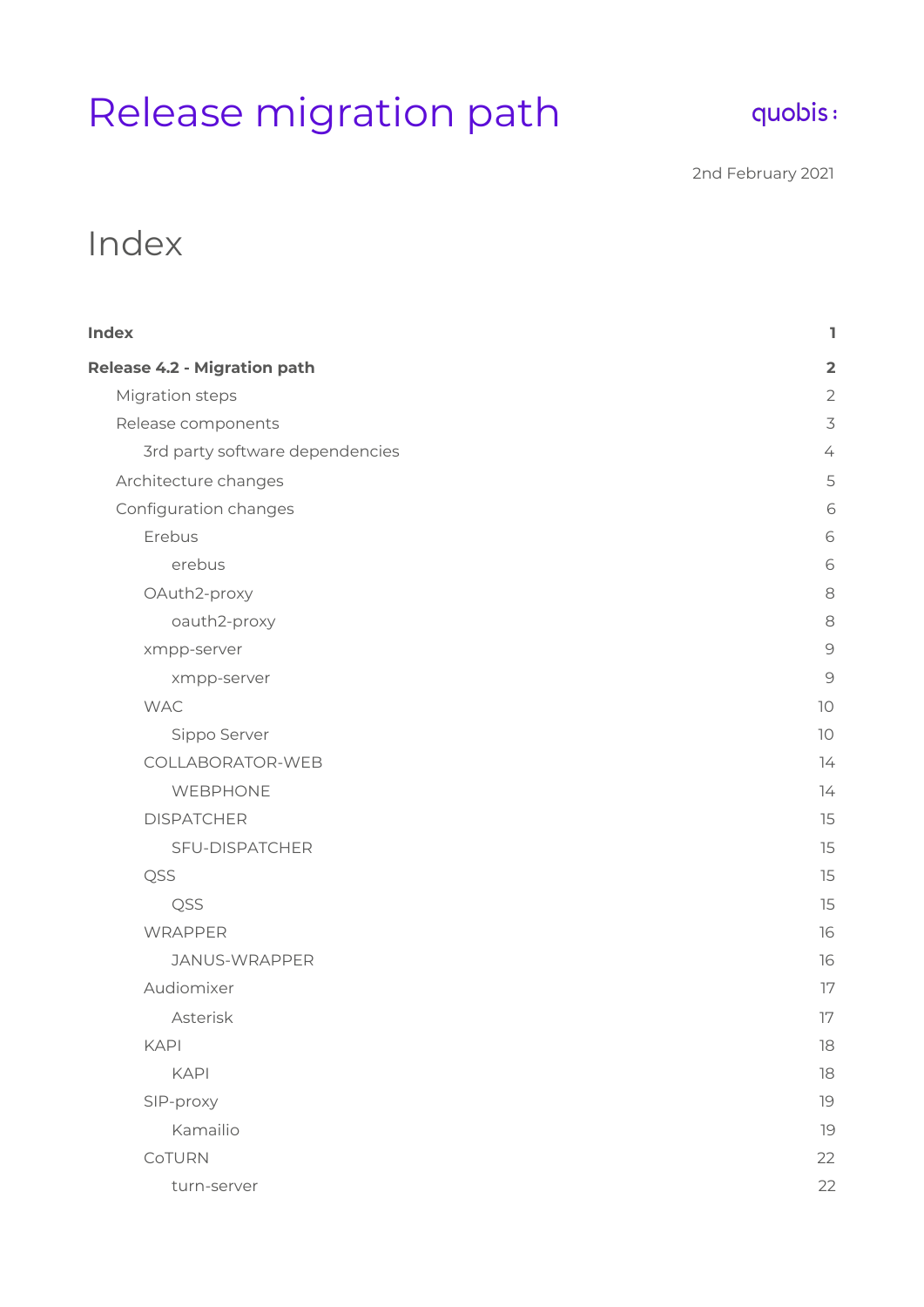# Release migration path

quobis

2nd February 2021

## Index

**Index** 1

**Release 4.2 - Migration path** 2

- Migration steps 2
- Release components 3
    - 3rd party software dependencies 4
- Architecture changes 5
- Configuration changes 6
    - Erebus 6
        - erebus 6
    - OAuth2-proxy 8
        - oauth2-proxy 8
    - xmpp-server 9
        - xmpp-server 9
    - WAC 10
        - Sippo Server 10
    - COLLABORATOR-WEB 14
        - WEBPHONE 14
    - DISPATCHER 15
        - SFU-DISPATCHER 15
    - QSS 15
        - QSS 15
    - WRAPPER 16
        - JANUS-WRAPPER 16
    - Audiomixer 17
        - Asterisk 17
    - KAPI 18
        - KAPI 18
    - SIP-proxy 19
        - Kamailio 19
    - CoTURN 22
        - turn-server 22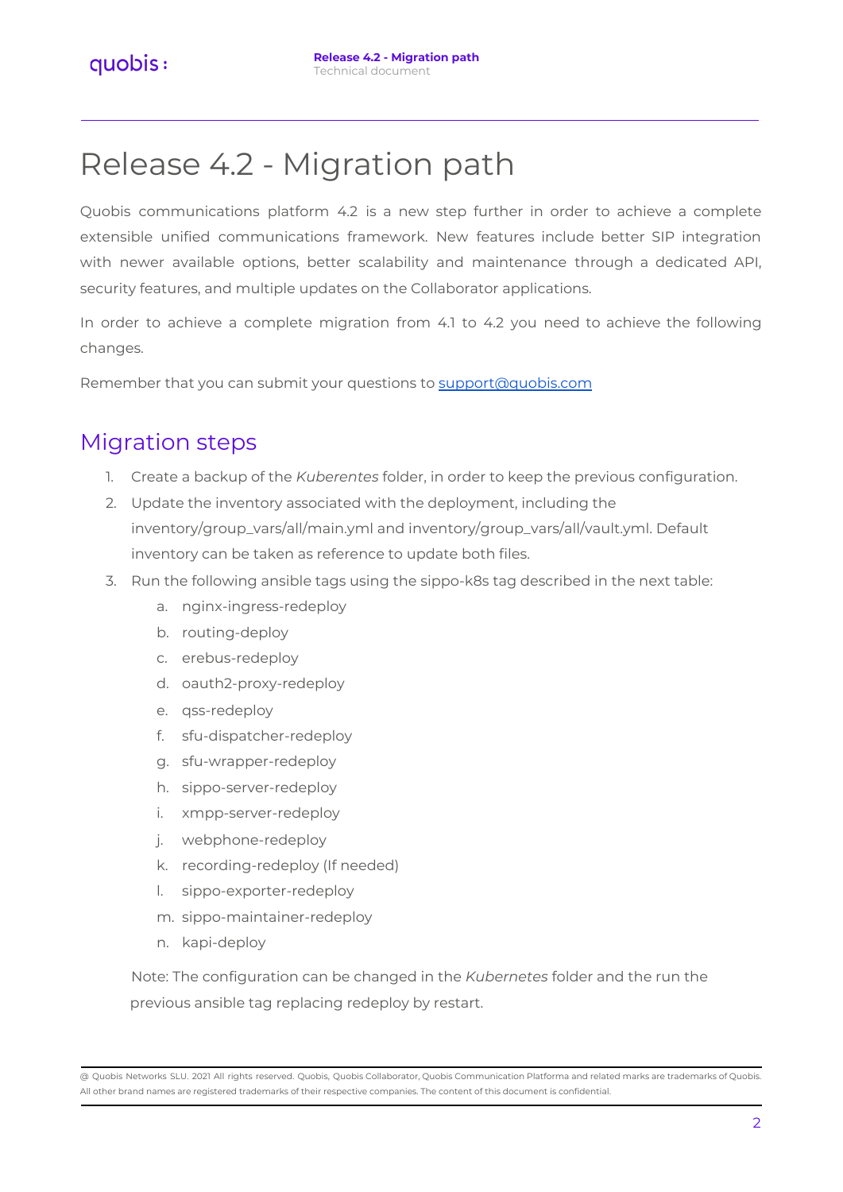# Release 4.2 - Migration path

Quobis communications platform 4.2 is a new step further in order to achieve a complete extensible unified communications framework. New features include better SIP integration with newer available options, better scalability and maintenance through a dedicated API, security features, and multiple updates on the Collaborator applications.

In order to achieve a complete migration from 4.1 to 4.2 you need to achieve the following changes.

Remember that you can submit your questions to support@quobis.com

## Migration steps

1. Create a backup of the *Kuberentes* folder, in order to keep the previous configuration.
2. Update the inventory associated with the deployment, including the inventory/group_vars/all/main.yml and inventory/group_vars/all/vault.yml. Default inventory can be taken as reference to update both files.
3. Run the following ansible tags using the sippo-k8s tag described in the next table:
   a. nginx-ingress-redeploy
   b. routing-deploy
   c. erebus-redeploy
   d. oauth2-proxy-redeploy
   e. qss-redeploy
   f. sfu-dispatcher-redeploy
   g. sfu-wrapper-redeploy
   h. sippo-server-redeploy
   i. xmpp-server-redeploy
   j. webphone-redeploy
   k. recording-redeploy (If needed)
   l. sippo-exporter-redeploy
   m. sippo-maintainer-redeploy
   n. kapi-deploy

   Note: The configuration can be changed in the *Kubernetes* folder and the run the previous ansible tag replacing redeploy by restart.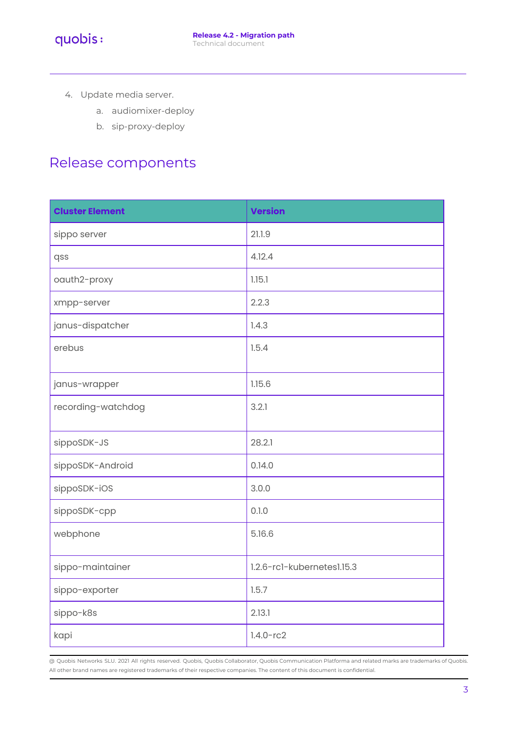4. Update media server.
    a. audiomixer-deploy
    b. sip-proxy-deploy

# Release components

| Cluster Element | Version |
|---|---|
| sippo server | 21.1.9 |
| qss | 4.12.4 |
| oauth2-proxy | 1.15.1 |
| xmpp-server | 2.2.3 |
| janus-dispatcher | 1.4.3 |
| erebus | 1.5.4 |
| janus-wrapper | 1.15.6 |
| recording-watchdog | 3.2.1 |
| sippoSDK-JS | 28.2.1 |
| sippoSDK-Android | 0.14.0 |
| sippoSDK-iOS | 3.0.0 |
| sippoSDK-cpp | 0.1.0 |
| webphone | 5.16.6 |
| sippo-maintainer | 1.2.6-rc1-kubernetes1.15.3 |
| sippo-exporter | 1.5.7 |
| sippo-k8s | 2.13.1 |
| kapi | 1.4.0-rc2 |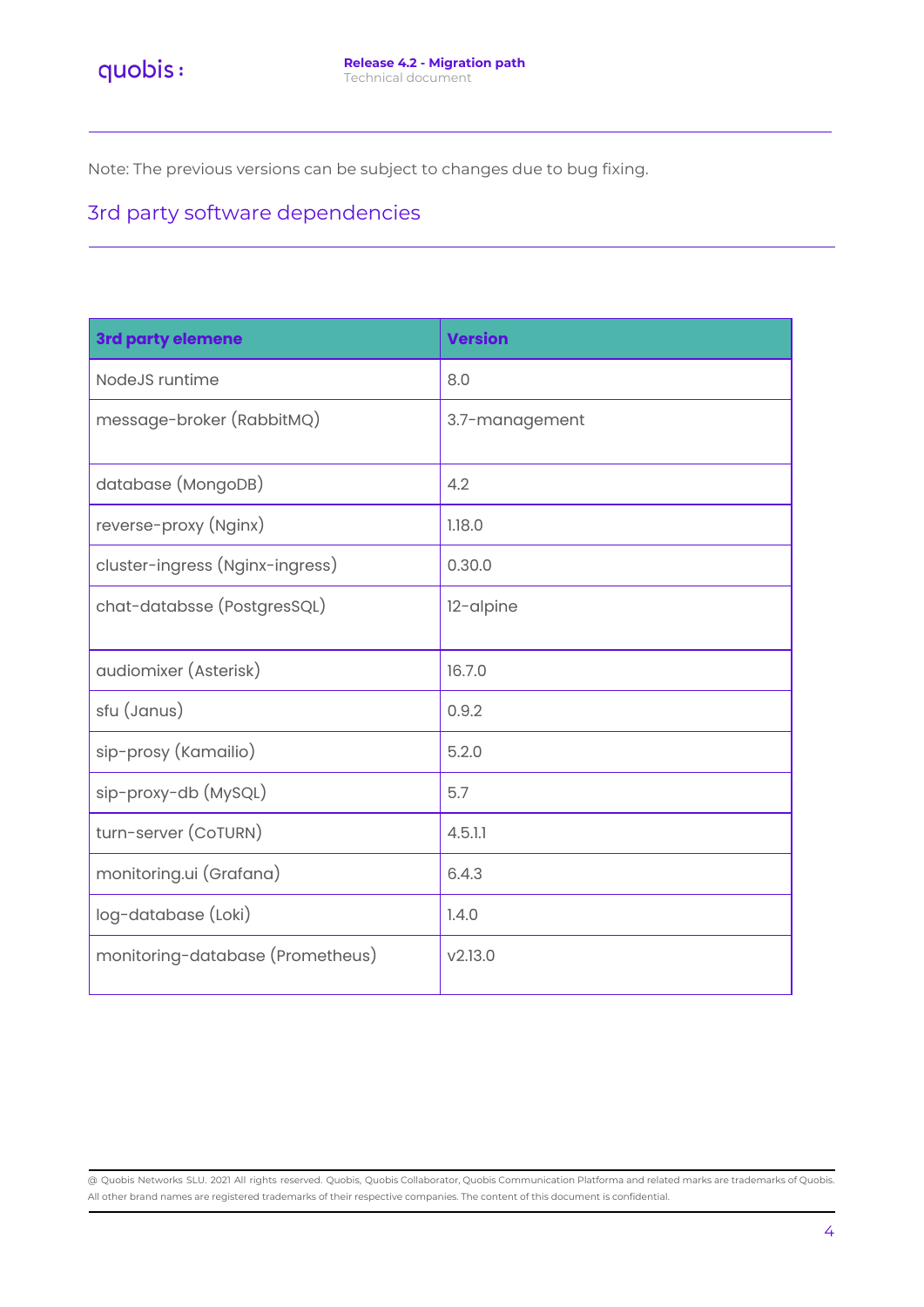Note: The previous versions can be subject to changes due to bug fixing.

## 3rd party software dependencies

| 3rd party elemene | Version |
|---|---|
| NodeJS runtime | 8.0 |
| message-broker (RabbitMQ) | 3.7-management |
| database (MongoDB) | 4.2 |
| reverse-proxy (Nginx) | 1.18.0 |
| cluster-ingress (Nginx-ingress) | 0.30.0 |
| chat-databsse (PostgresSQL) | 12-alpine |
| audiomixer (Asterisk) | 16.7.0 |
| sfu (Janus) | 0.9.2 |
| sip-prosy (Kamailio) | 5.2.0 |
| sip-proxy-db (MySQL) | 5.7 |
| turn-server (CoTURN) | 4.5.1.1 |
| monitoring.ui (Grafana) | 6.4.3 |
| log-database (Loki) | 1.4.0 |
| monitoring-database (Prometheus) | v2.13.0 |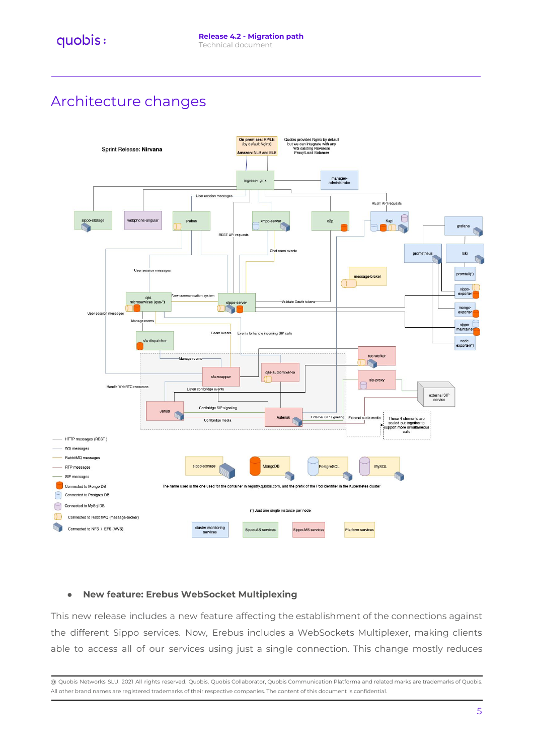# Architecture changes

- **New feature: Erebus WebSocket Multiplexing**

This new release includes a new feature affecting the establishment of the connections against the different Sippo services. Now, Erebus includes a WebSockets Multiplexer, making clients able to access all of our services using just a single connection. This change mostly reduces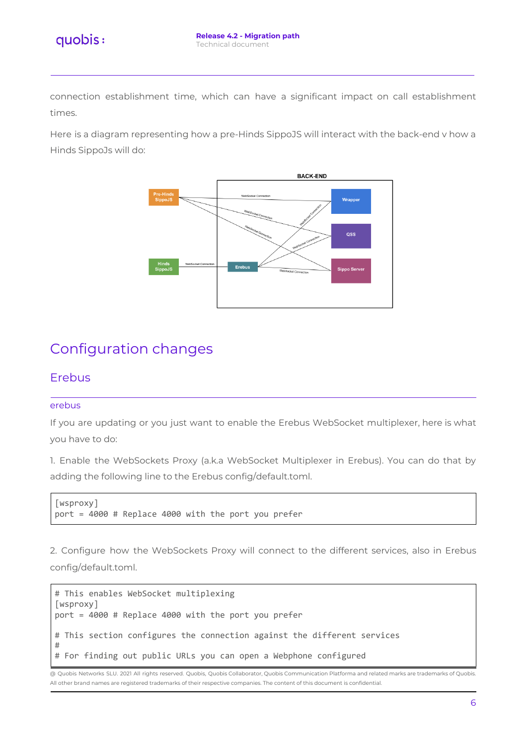connection establishment time, which can have a significant impact on call establishment times.

Here is a diagram representing how a pre-Hinds SippoJS will interact with the back-end v how a Hinds SippoJs will do:

# Configuration changes

## Erebus

### erebus

If you are updating or you just want to enable the Erebus WebSocket multiplexer, here is what you have to do:

1. Enable the WebSockets Proxy (a.k.a WebSocket Multiplexer in Erebus). You can do that by adding the following line to the Erebus config/default.toml.

```
[wsproxy]
port = 4000 # Replace 4000 with the port you prefer
```

2. Configure how the WebSockets Proxy will connect to the different services, also in Erebus config/default.toml.

```
# This enables WebSocket multiplexing
[wsproxy]
port = 4000 # Replace 4000 with the port you prefer

# This section configures the connection against the different services
#
# For finding out public URLs you can open a Webphone configured
```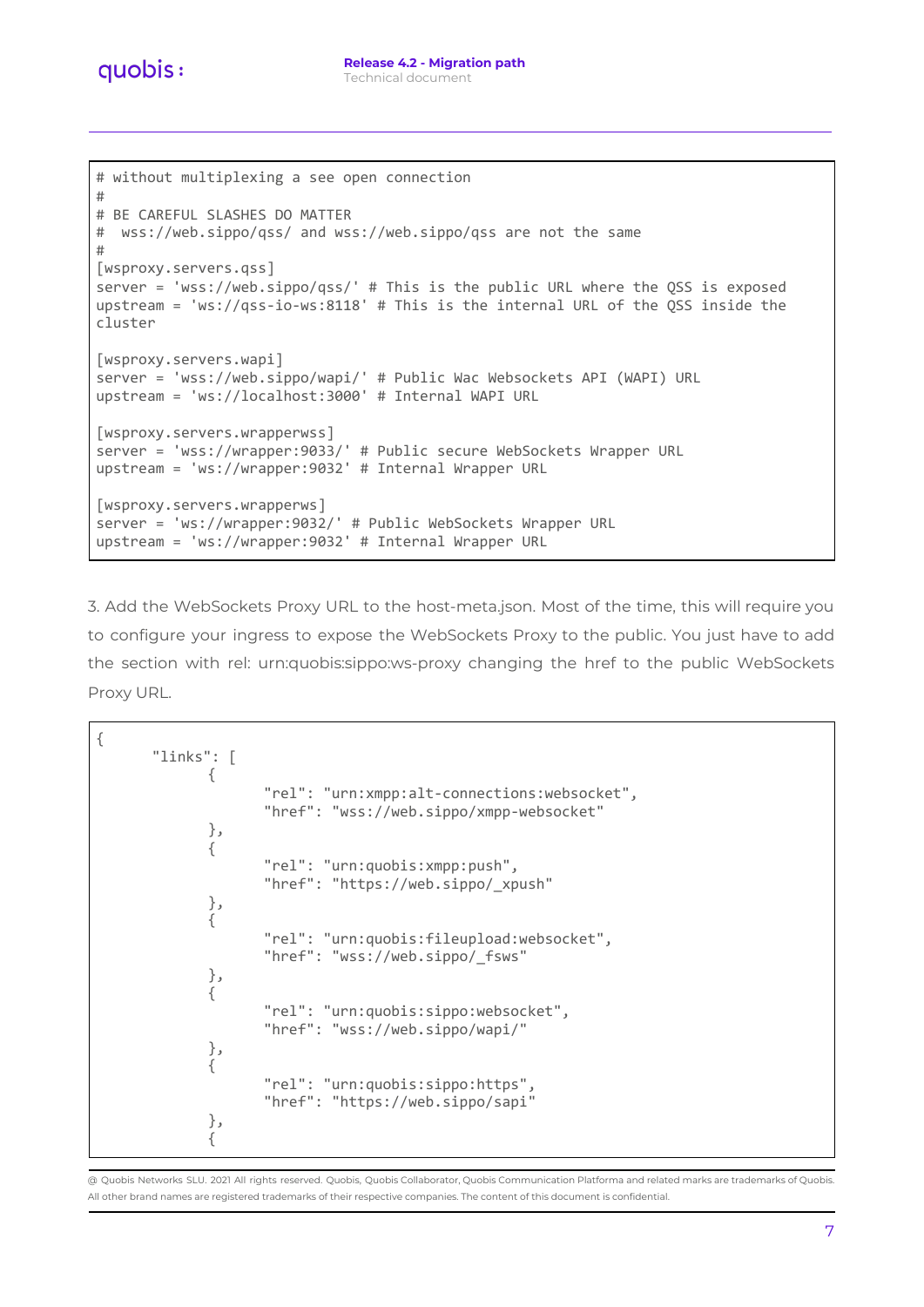```
# without multiplexing a see open connection
#
# BE CAREFUL SLASHES DO MATTER
#  wss://web.sippo/qss/ and wss://web.sippo/qss are not the same
#
[wsproxy.servers.qss]
server = 'wss://web.sippo/qss/' # This is the public URL where the QSS is exposed
upstream = 'ws://qss-io-ws:8118' # This is the internal URL of the QSS inside the
cluster

[wsproxy.servers.wapi]
server = 'wss://web.sippo/wapi/' # Public Wac Websockets API (WAPI) URL
upstream = 'ws://localhost:3000' # Internal WAPI URL

[wsproxy.servers.wrapperwss]
server = 'wss://wrapper:9033/' # Public secure WebSockets Wrapper URL
upstream = 'ws://wrapper:9032' # Internal Wrapper URL

[wsproxy.servers.wrapperws]
server = 'ws://wrapper:9032/' # Public WebSockets Wrapper URL
upstream = 'ws://wrapper:9032' # Internal Wrapper URL
```

3. Add the WebSockets Proxy URL to the host-meta.json. Most of the time, this will require you to configure your ingress to expose the WebSockets Proxy to the public. You just have to add the section with rel: urn:quobis:sippo:ws-proxy changing the href to the public WebSockets Proxy URL.

```
{
        "links": [
                {
                        "rel": "urn:xmpp:alt-connections:websocket",
                        "href": "wss://web.sippo/xmpp-websocket"
                },
                {
                        "rel": "urn:quobis:xmpp:push",
                        "href": "https://web.sippo/_xpush"
                },
                {
                        "rel": "urn:quobis:fileupload:websocket",
                        "href": "wss://web.sippo/_fsws"
                },
                {
                        "rel": "urn:quobis:sippo:websocket",
                        "href": "wss://web.sippo/wapi/"
                },
                {
                        "rel": "urn:quobis:sippo:https",
                        "href": "https://web.sippo/sapi"
                },
                {
```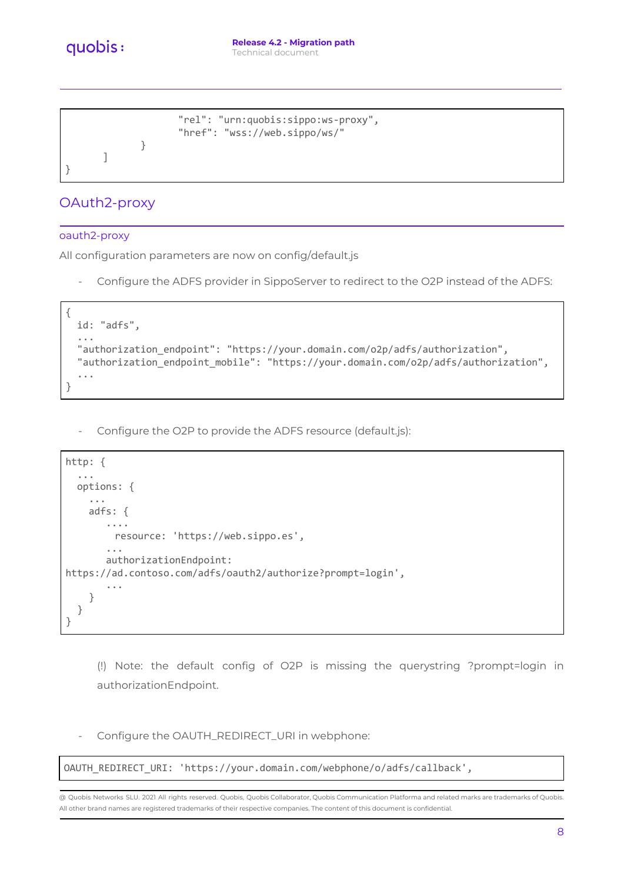```
                    "rel": "urn:quobis:sippo:ws-proxy",
                    "href": "wss://web.sippo/ws/"
            }
      ]
}
```

## OAuth2-proxy

### oauth2-proxy

All configuration parameters are now on config/default.js

- Configure the ADFS provider in SippoServer to redirect to the O2P instead of the ADFS:

```
{
  id: "adfs",
  ...
  "authorization_endpoint": "https://your.domain.com/o2p/adfs/authorization",
  "authorization_endpoint_mobile": "https://your.domain.com/o2p/adfs/authorization",
  ...
}
```

- Configure the O2P to provide the ADFS resource (default.js):

```
http: {
  ...
  options: {
    ...
    adfs: {
       ....
         resource: 'https://web.sippo.es',
       ...
       authorizationEndpoint:
https://ad.contoso.com/adfs/oauth2/authorize?prompt=login',
       ...
    }
  }
}
```

(!) Note: the default config of O2P is missing the querystring ?prompt=login in authorizationEndpoint.

- Configure the OAUTH_REDIRECT_URI in webphone:

```
OAUTH_REDIRECT_URI: 'https://your.domain.com/webphone/o/adfs/callback',
```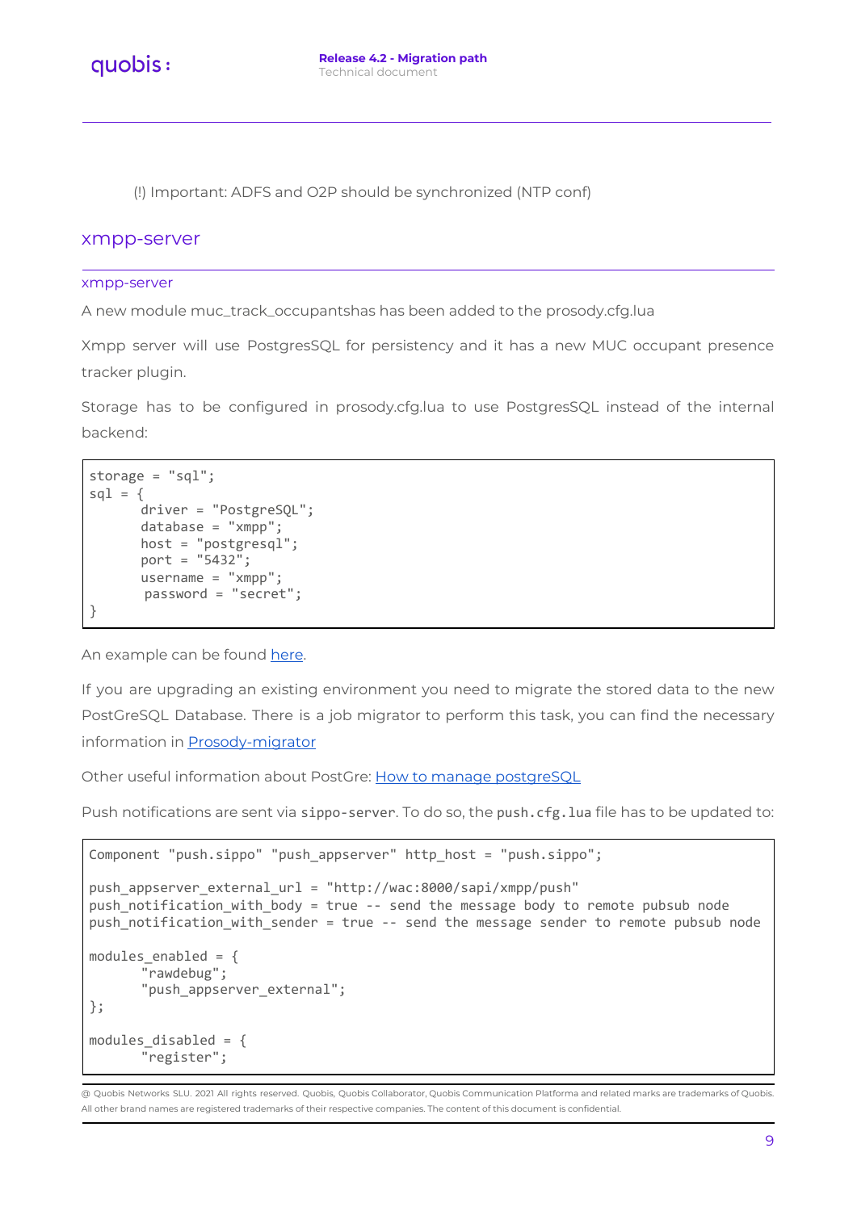(!) Important: ADFS and O2P should be synchronized (NTP conf)

## xmpp-server

### xmpp-server

A new module muc_track_occupantshas has been added to the prosody.cfg.lua

Xmpp server will use PostgresSQL for persistency and it has a new MUC occupant presence tracker plugin.

Storage has to be configured in prosody.cfg.lua to use PostgresSQL instead of the internal backend:

```
storage = "sql";
sql = {
       driver = "PostgreSQL";
       database = "xmpp";
       host = "postgresql";
       port = "5432";
       username = "xmpp";
        password = "secret";
}
```

An example can be found [here](#).

If you are upgrading an existing environment you need to migrate the stored data to the new PostGreSQL Database. There is a job migrator to perform this task, you can find the necessary information in [Prosody-migrator](#)

Other useful information about PostGre: [How to manage postgreSQL](#)

Push notifications are sent via `sippo-server`. To do so, the `push.cfg.lua` file has to be updated to:

```
Component "push.sippo" "push_appserver" http_host = "push.sippo";

push_appserver_external_url = "http://wac:8000/sapi/xmpp/push"
push_notification_with_body = true -- send the message body to remote pubsub node
push_notification_with_sender = true -- send the message sender to remote pubsub node

modules_enabled = {
       "rawdebug";
       "push_appserver_external";
};

modules_disabled = {
       "register";
```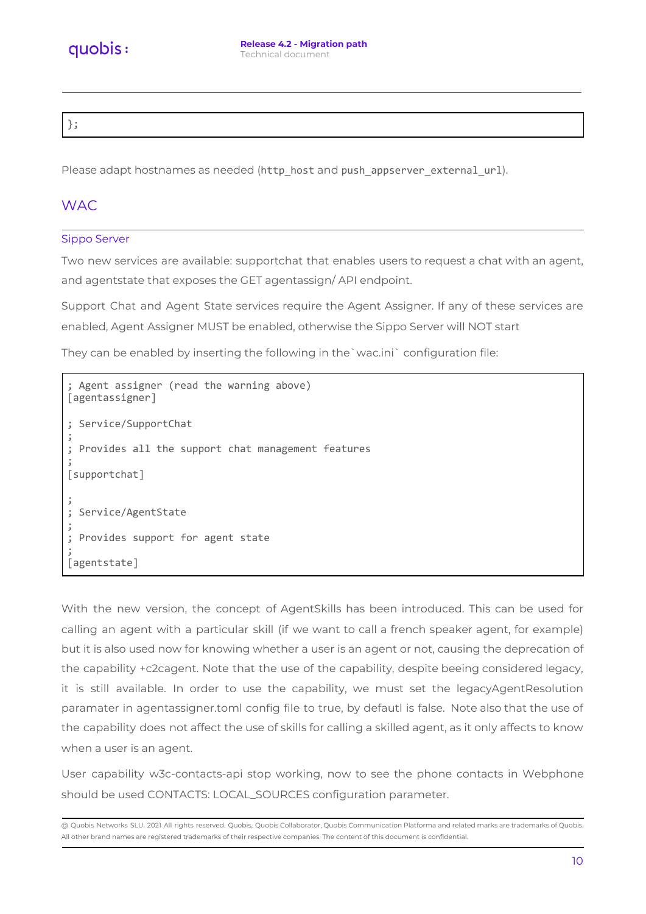```
};
```

Please adapt hostnames as needed (`http_host` and `push_appserver_external_url`).

## WAC

### Sippo Server

Two new services are available: supportchat that enables users to request a chat with an agent, and agentstate that exposes the GET agentassign/ API endpoint.

Support Chat and Agent State services require the Agent Assigner. If any of these services are enabled, Agent Assigner MUST be enabled, otherwise the Sippo Server will NOT start

They can be enabled by inserting the following in the`wac.ini` configuration file:

```
; Agent assigner (read the warning above)
[agentassigner]

; Service/SupportChat
;
; Provides all the support chat management features
;
[supportchat]

;
; Service/AgentState
;
; Provides support for agent state
;
[agentstate]
```

With the new version, the concept of AgentSkills has been introduced. This can be used for calling an agent with a particular skill (if we want to call a french speaker agent, for example) but it is also used now for knowing whether a user is an agent or not, causing the deprecation of the capability +c2cagent. Note that the use of the capability, despite beeing considered legacy, it is still available. In order to use the capability, we must set the legacyAgentResolution paramater in agentassigner.toml config file to true, by defautl is false. Note also that the use of the capability does not affect the use of skills for calling a skilled agent, as it only affects to know when a user is an agent.

User capability w3c-contacts-api stop working, now to see the phone contacts in Webphone should be used CONTACTS: LOCAL_SOURCES configuration parameter.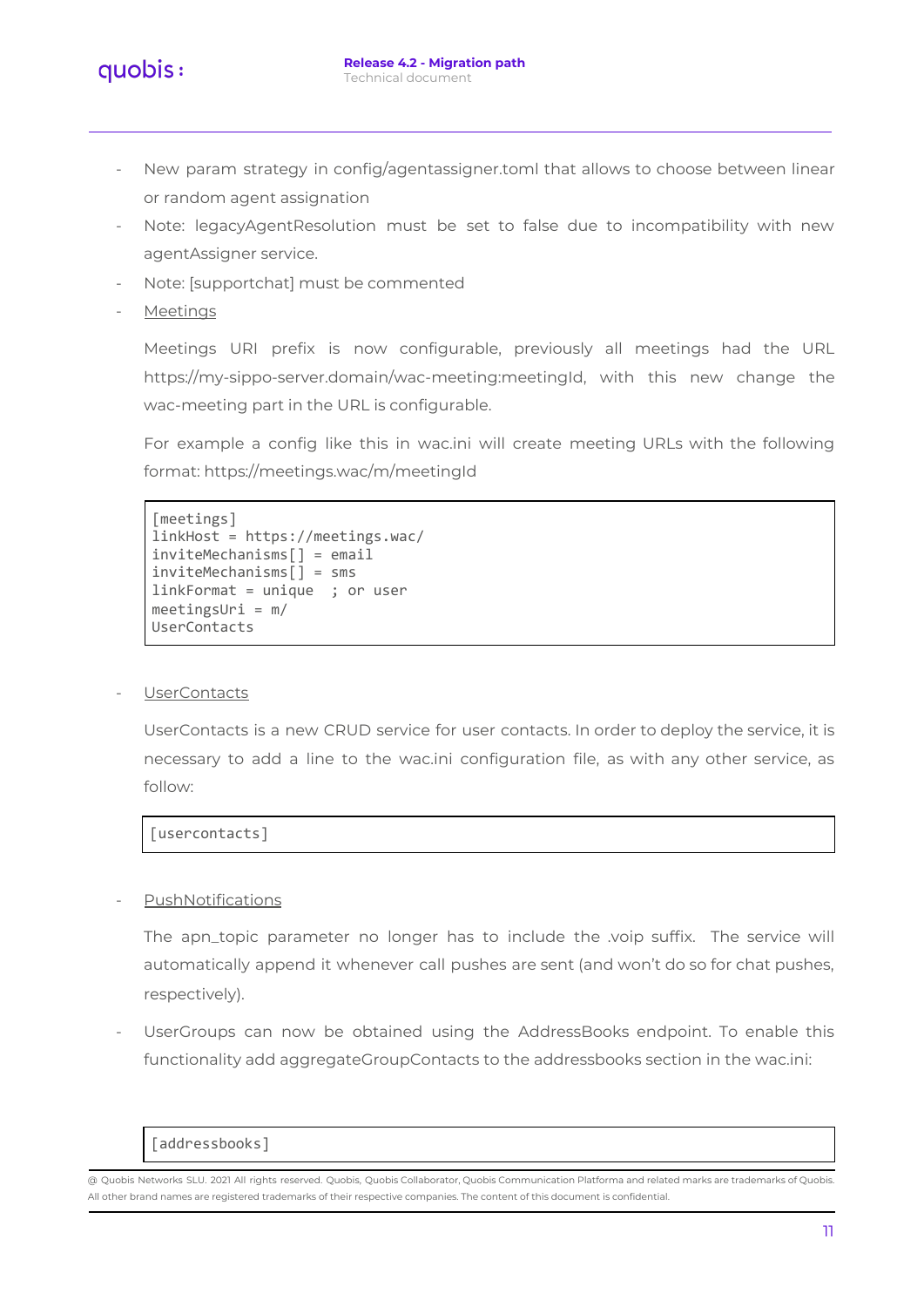- New param strategy in config/agentassigner.toml that allows to choose between linear or random agent assignation
- Note: legacyAgentResolution must be set to false due to incompatibility with new agentAssigner service.
- Note: [supportchat] must be commented
- Meetings

  Meetings URI prefix is now configurable, previously all meetings had the URL https://my-sippo-server.domain/wac-meeting:meetingId, with this new change the wac-meeting part in the URL is configurable.

  For example a config like this in wac.ini will create meeting URLs with the following format: https://meetings.wac/m/meetingId

```
[meetings]
linkHost = https://meetings.wac/
inviteMechanisms[] = email
inviteMechanisms[] = sms
linkFormat = unique  ; or user
meetingsUri = m/
UserContacts
```

- UserContacts

  UserContacts is a new CRUD service for user contacts. In order to deploy the service, it is necessary to add a line to the wac.ini configuration file, as with any other service, as follow:

```
[usercontacts]
```

- PushNotifications

  The apn_topic parameter no longer has to include the .voip suffix. The service will automatically append it whenever call pushes are sent (and won't do so for chat pushes, respectively).

- UserGroups can now be obtained using the AddressBooks endpoint. To enable this functionality add aggregateGroupContacts to the addressbooks section in the wac.ini:

```
[addressbooks]
```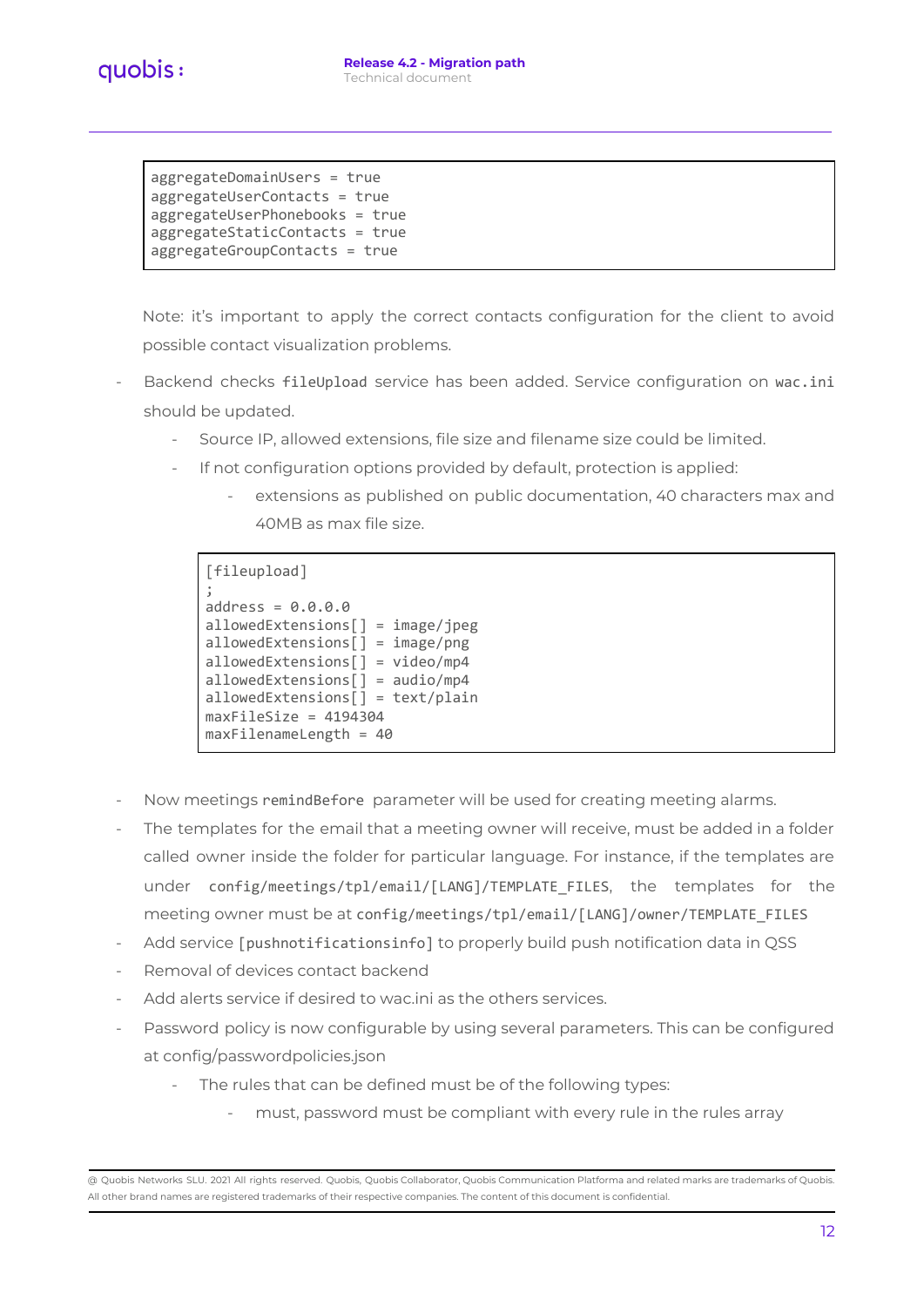```
aggregateDomainUsers = true
aggregateUserContacts = true
aggregateUserPhonebooks = true
aggregateStaticContacts = true
aggregateGroupContacts = true
```

Note: it's important to apply the correct contacts configuration for the client to avoid possible contact visualization problems.

- Backend checks `fileUpload` service has been added. Service configuration on `wac.ini` should be updated.
    - Source IP, allowed extensions, file size and filename size could be limited.
    - If not configuration options provided by default, protection is applied:
        - extensions as published on public documentation, 40 characters max and 40MB as max file size.

```
[fileupload]
;
address = 0.0.0.0
allowedExtensions[] = image/jpeg
allowedExtensions[] = image/png
allowedExtensions[] = video/mp4
allowedExtensions[] = audio/mp4
allowedExtensions[] = text/plain
maxFileSize = 4194304
maxFilenameLength = 40
```

- Now meetings `remindBefore` parameter will be used for creating meeting alarms.
- The templates for the email that a meeting owner will receive, must be added in a folder called owner inside the folder for particular language. For instance, if the templates are under `config/meetings/tpl/email/[LANG]/TEMPLATE_FILES`, the templates for the meeting owner must be at `config/meetings/tpl/email/[LANG]/owner/TEMPLATE_FILES`
- Add service `[pushnotificationsinfo]` to properly build push notification data in QSS
- Removal of devices contact backend
- Add alerts service if desired to wac.ini as the others services.
- Password policy is now configurable by using several parameters. This can be configured at config/passwordpolicies.json
    - The rules that can be defined must be of the following types:
        - must, password must be compliant with every rule in the rules array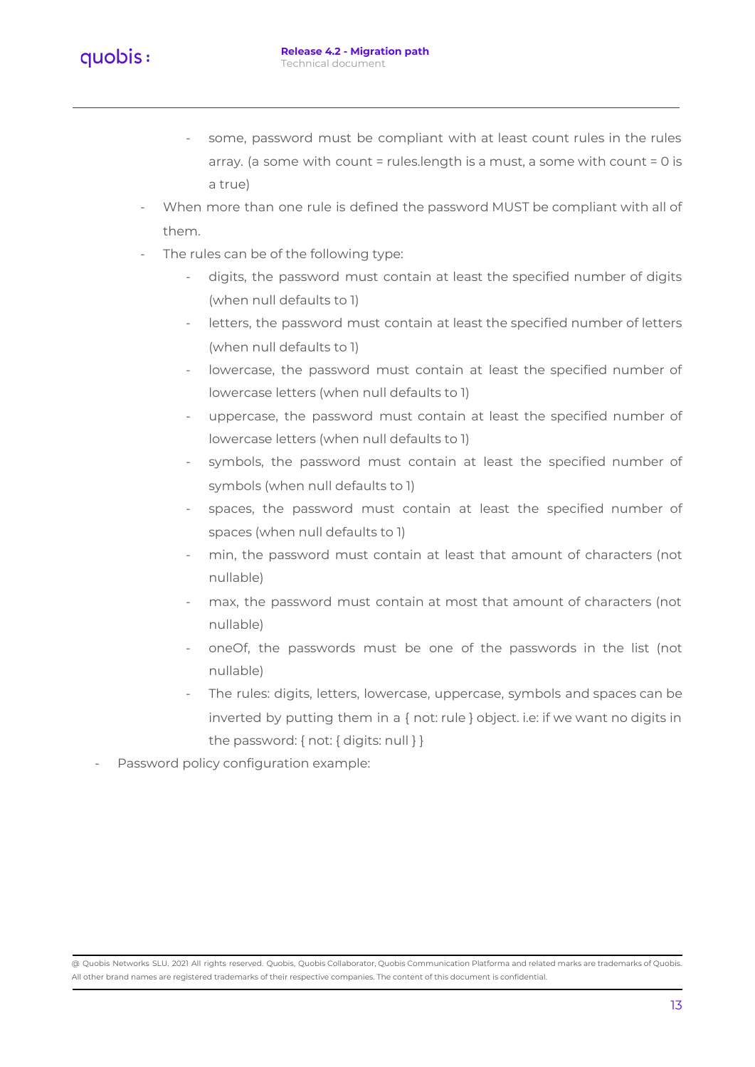- some, password must be compliant with at least count rules in the rules array. (a some with count = rules.length is a must, a some with count = 0 is a true)
    - When more than one rule is defined the password MUST be compliant with all of them.
    - The rules can be of the following type:
        - digits, the password must contain at least the specified number of digits (when null defaults to 1)
        - letters, the password must contain at least the specified number of letters (when null defaults to 1)
        - lowercase, the password must contain at least the specified number of lowercase letters (when null defaults to 1)
        - uppercase, the password must contain at least the specified number of lowercase letters (when null defaults to 1)
        - symbols, the password must contain at least the specified number of symbols (when null defaults to 1)
        - spaces, the password must contain at least the specified number of spaces (when null defaults to 1)
        - min, the password must contain at least that amount of characters (not nullable)
        - max, the password must contain at most that amount of characters (not nullable)
        - oneOf, the passwords must be one of the passwords in the list (not nullable)
        - The rules: digits, letters, lowercase, uppercase, symbols and spaces can be inverted by putting them in a { not: rule } object. i.e: if we want no digits in the password: { not: { digits: null } }
- Password policy configuration example: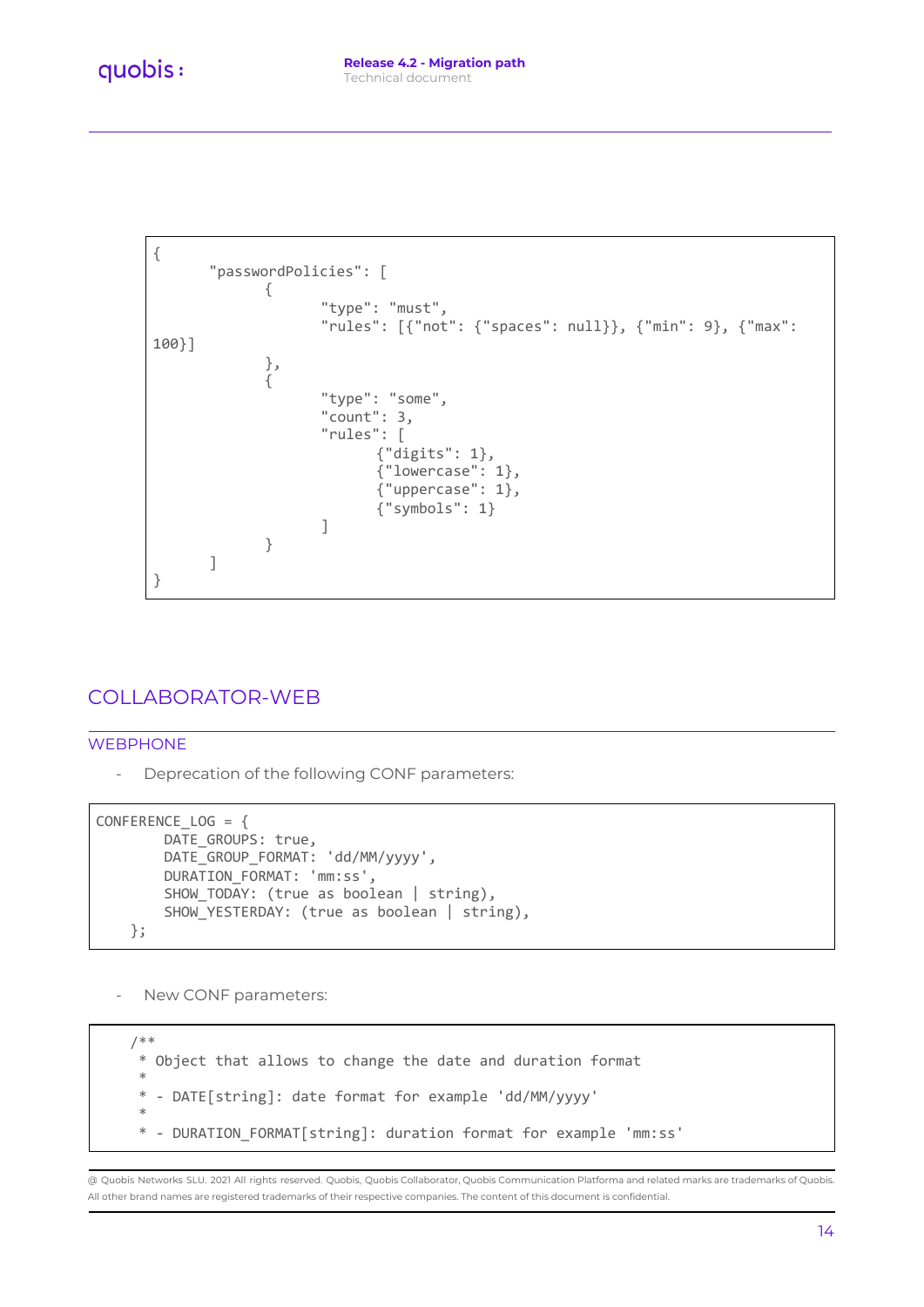```
{
	"passwordPolicies": [
		{
			"type": "must",
			"rules": [{"not": {"spaces": null}}, {"min": 9}, {"max": 
100}]
		},
		{
			"type": "some",
			"count": 3,
			"rules": [
				{"digits": 1},
				{"lowercase": 1},
				{"uppercase": 1},
				{"symbols": 1}
			]
		}
	]
}
```

## COLLABORATOR-WEB

### WEBPHONE

- Deprecation of the following CONF parameters:

```
CONFERENCE_LOG = {
        DATE_GROUPS: true,
        DATE_GROUP_FORMAT: 'dd/MM/yyyy',
        DURATION_FORMAT: 'mm:ss',
        SHOW_TODAY: (true as boolean | string),
        SHOW_YESTERDAY: (true as boolean | string),
    };
```

- New CONF parameters:

```
    /**
     * Object that allows to change the date and duration format
     *
     * - DATE[string]: date format for example 'dd/MM/yyyy'
     *
     * - DURATION_FORMAT[string]: duration format for example 'mm:ss'
```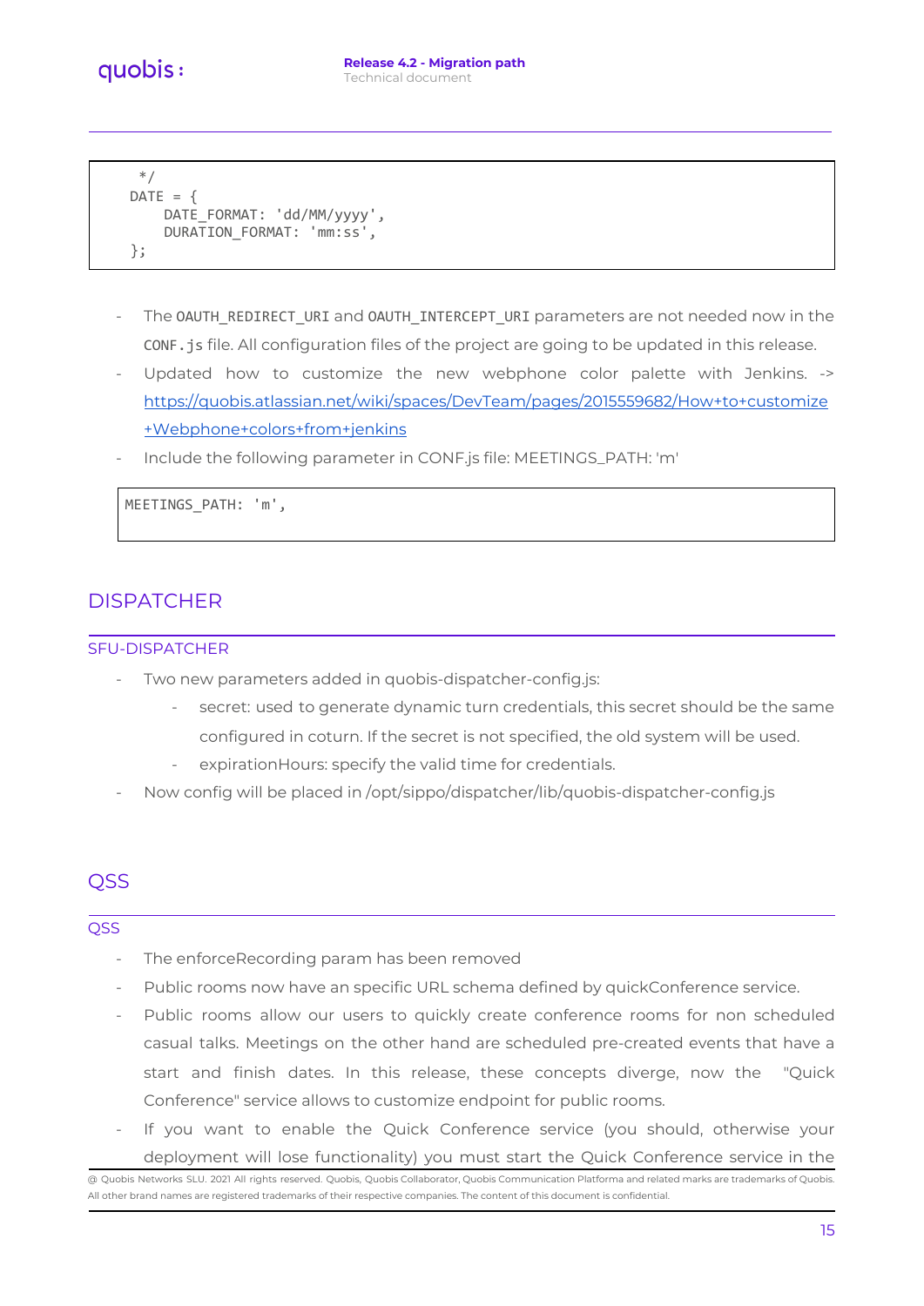```
 */
DATE = {
    DATE_FORMAT: 'dd/MM/yyyy',
    DURATION_FORMAT: 'mm:ss',
};
```

- The `OAUTH_REDIRECT_URI` and `OAUTH_INTERCEPT_URI` parameters are not needed now in the `CONF.js` file. All configuration files of the project are going to be updated in this release.
- Updated how to customize the new webphone color palette with Jenkins. -> [https://quobis.atlassian.net/wiki/spaces/DevTeam/pages/2015559682/How+to+customize+Webphone+colors+from+jenkins](https://quobis.atlassian.net/wiki/spaces/DevTeam/pages/2015559682/How+to+customize+Webphone+colors+from+jenkins)
- Include the following parameter in CONF.js file: MEETINGS_PATH: 'm'

```
MEETINGS_PATH: 'm',
```

# DISPATCHER

## SFU-DISPATCHER

- Two new parameters added in quobis-dispatcher-config.js:
  - secret: used to generate dynamic turn credentials, this secret should be the same configured in coturn. If the secret is not specified, the old system will be used.
  - expirationHours: specify the valid time for credentials.
- Now config will be placed in /opt/sippo/dispatcher/lib/quobis-dispatcher-config.js

# QSS

## QSS

- The enforceRecording param has been removed
- Public rooms now have an specific URL schema defined by quickConference service.
- Public rooms allow our users to quickly create conference rooms for non scheduled casual talks. Meetings on the other hand are scheduled pre-created events that have a start and finish dates. In this release, these concepts diverge, now the "Quick Conference" service allows to customize endpoint for public rooms.
- If you want to enable the Quick Conference service (you should, otherwise your deployment will lose functionality) you must start the Quick Conference service in the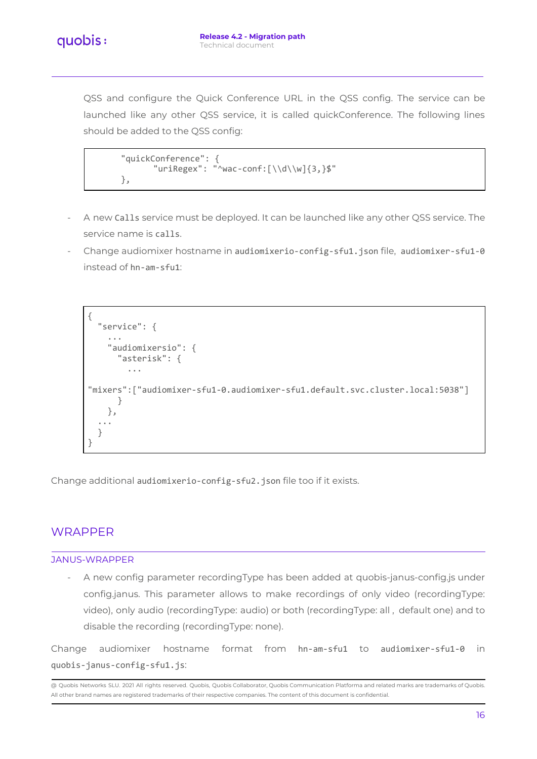QSS and configure the Quick Conference URL in the QSS config. The service can be launched like any other QSS service, it is called quickConference. The following lines should be added to the QSS config:

```
        "quickConference": {
               "uriRegex": "^wac-conf:[\\d\\w]{3,}$"
        },
```

- A new `Calls` service must be deployed. It can be launched like any other QSS service. The service name is `calls`.
- Change audiomixer hostname in `audiomixerio-config-sfu1.json` file, `audiomixer-sfu1-0` instead of `hn-am-sfu1`:

```
{
  "service": {
    ...
    "audiomixersio": {
      "asterisk": {
        ...
"mixers":["audiomixer-sfu1-0.audiomixer-sfu1.default.svc.cluster.local:5038"]
      }
    },
  ...
  }
}
```

Change additional `audiomixerio-config-sfu2.json` file too if it exists.

## WRAPPER

### JANUS-WRAPPER

- A new config parameter recordingType has been added at quobis-janus-config.js under config.janus. This parameter allows to make recordings of only video (recordingType: video), only audio (recordingType: audio) or both (recordingType: all , default one) and to disable the recording (recordingType: none).

Change audiomixer hostname format from `hn-am-sfu1` to `audiomixer-sfu1-0` in `quobis-janus-config-sfu1.js`: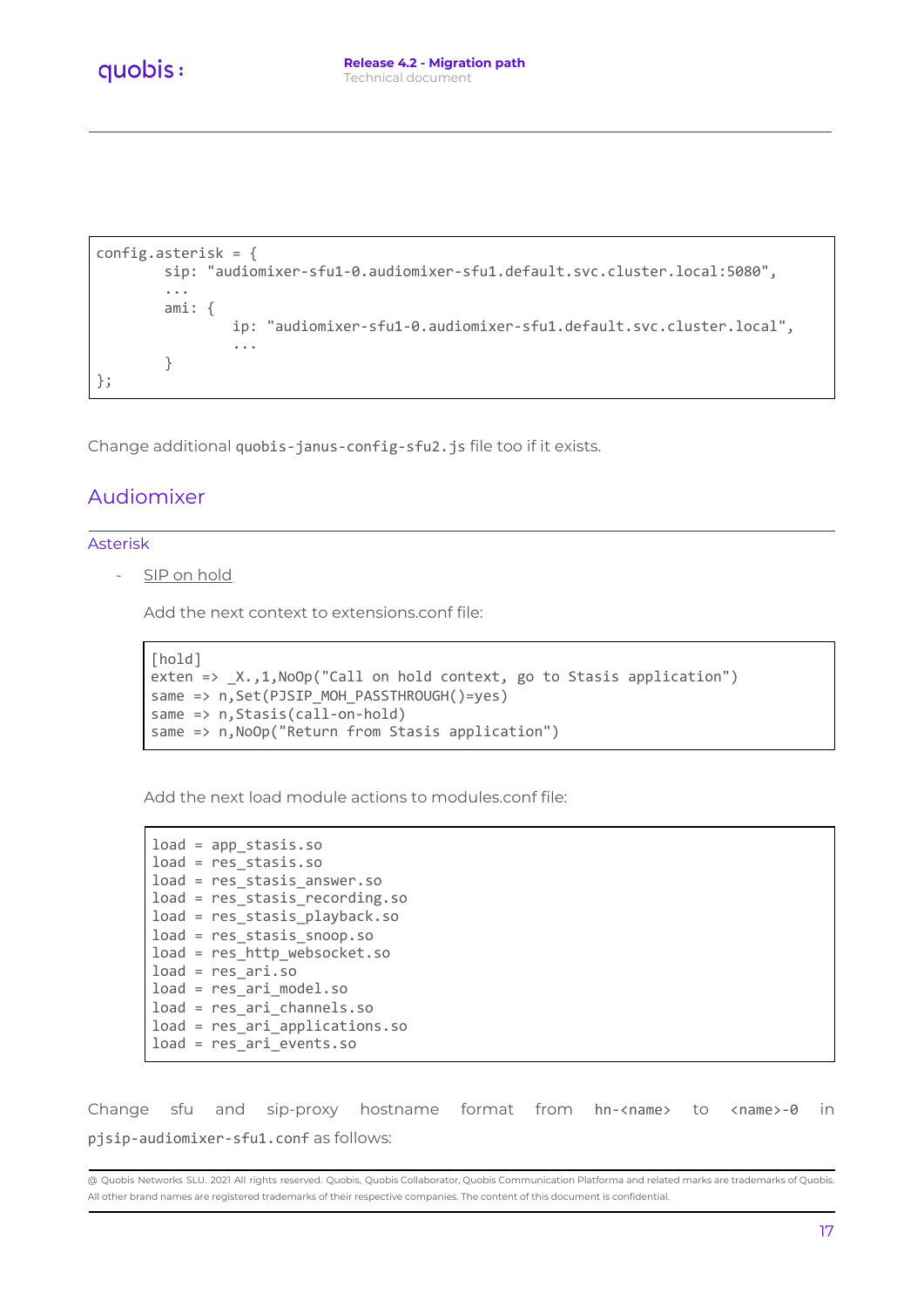```
config.asterisk = {
        sip: "audiomixer-sfu1-0.audiomixer-sfu1.default.svc.cluster.local:5080",
        ...
        ami: {
                ip: "audiomixer-sfu1-0.audiomixer-sfu1.default.svc.cluster.local",
                ...
        }
};
```

Change additional `quobis-janus-config-sfu2.js` file too if it exists.

## Audiomixer

### Asterisk

- SIP on hold

  Add the next context to extensions.conf file:

```
[hold]
exten => _X.,1,NoOp("Call on hold context, go to Stasis application")
same => n,Set(PJSIP_MOH_PASSTHROUGH()=yes)
same => n,Stasis(call-on-hold)
same => n,NoOp("Return from Stasis application")
```

  Add the next load module actions to modules.conf file:

```
load = app_stasis.so
load = res_stasis.so
load = res_stasis_answer.so
load = res_stasis_recording.so
load = res_stasis_playback.so
load = res_stasis_snoop.so
load = res_http_websocket.so
load = res_ari.so
load = res_ari_model.so
load = res_ari_channels.so
load = res_ari_applications.so
load = res_ari_events.so
```

Change sfu and sip-proxy hostname format from `hn-<name>` to `<name>-0` in `pjsip-audiomixer-sfu1.conf` as follows: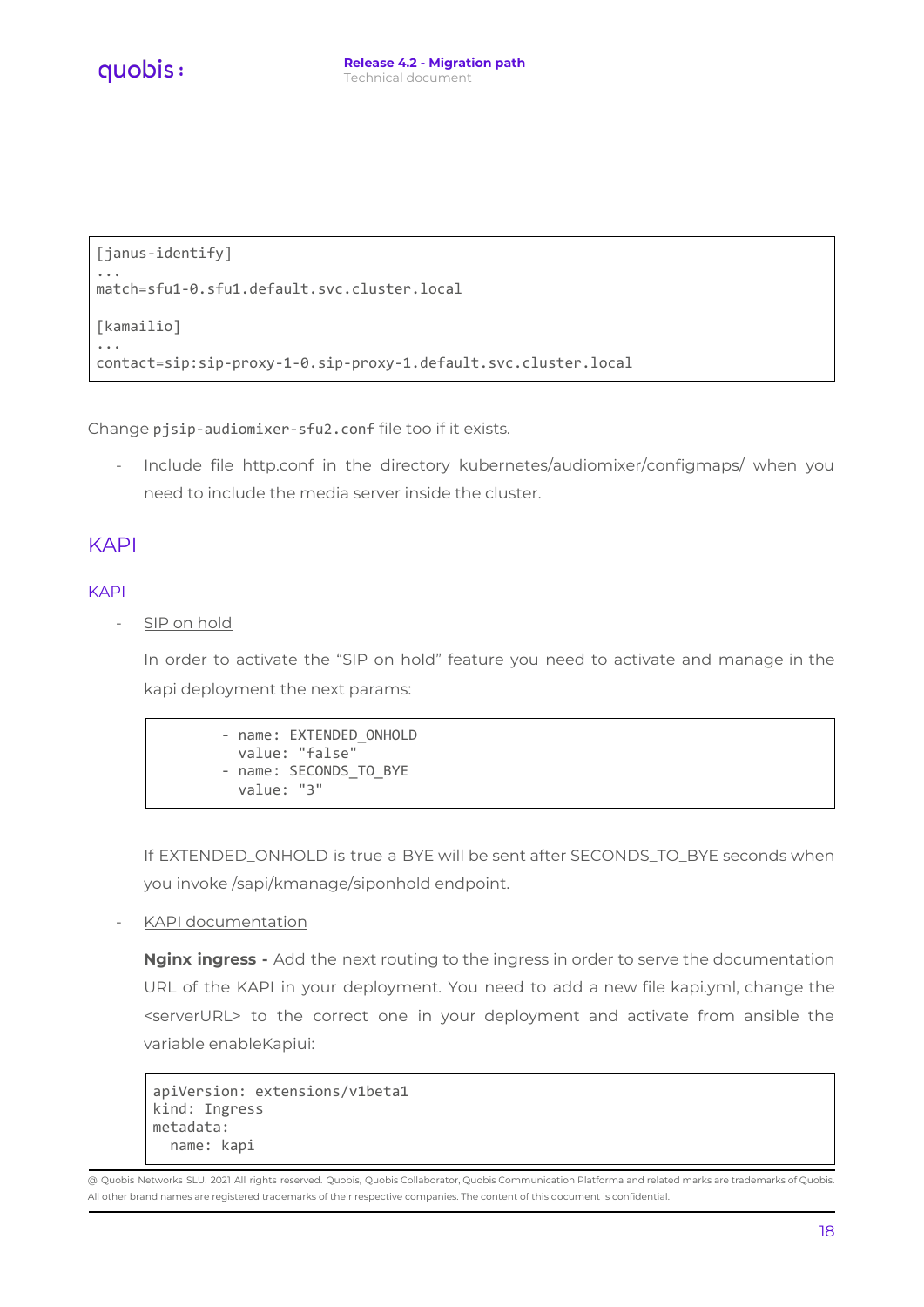```
[janus-identify]
...
match=sfu1-0.sfu1.default.svc.cluster.local

[kamailio]
...
contact=sip:sip-proxy-1-0.sip-proxy-1.default.svc.cluster.local
```

Change `pjsip-audiomixer-sfu2.conf` file too if it exists.

- Include file http.conf in the directory kubernetes/audiomixer/configmaps/ when you need to include the media server inside the cluster.

# KAPI

## KAPI

- SIP on hold

  In order to activate the "SIP on hold" feature you need to activate and manage in the kapi deployment the next params:

  ```
          - name: EXTENDED_ONHOLD
            value: "false"
          - name: SECONDS_TO_BYE
            value: "3"
  ```

  If EXTENDED_ONHOLD is true a BYE will be sent after SECONDS_TO_BYE seconds when you invoke /sapi/kmanage/siponhold endpoint.

- KAPI documentation

  **Nginx ingress -** Add the next routing to the ingress in order to serve the documentation URL of the KAPI in your deployment. You need to add a new file kapi.yml, change the <serverURL> to the correct one in your deployment and activate from ansible the variable enableKapiui:

  ```
  apiVersion: extensions/v1beta1
  kind: Ingress
  metadata:
    name: kapi
  ```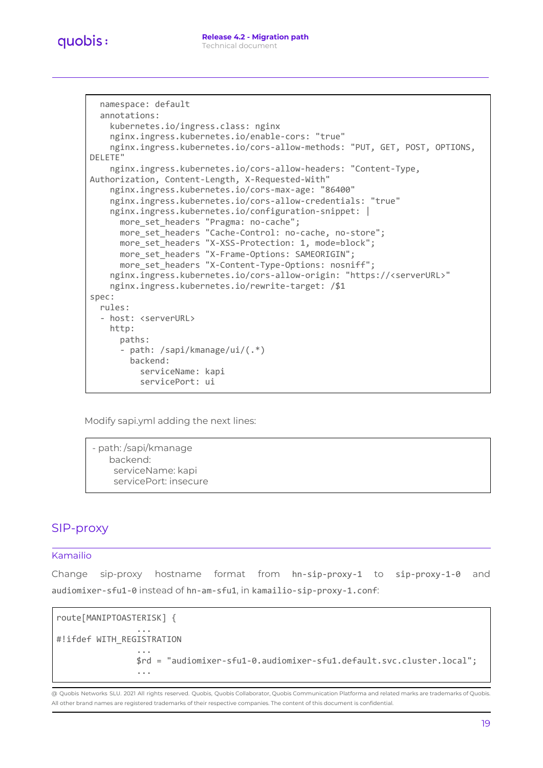```
  namespace: default
  annotations:
    kubernetes.io/ingress.class: nginx
    nginx.ingress.kubernetes.io/enable-cors: "true"
    nginx.ingress.kubernetes.io/cors-allow-methods: "PUT, GET, POST, OPTIONS, 
DELETE"
    nginx.ingress.kubernetes.io/cors-allow-headers: "Content-Type, 
Authorization, Content-Length, X-Requested-With"
    nginx.ingress.kubernetes.io/cors-max-age: "86400"
    nginx.ingress.kubernetes.io/cors-allow-credentials: "true"
    nginx.ingress.kubernetes.io/configuration-snippet: |
      more_set_headers "Pragma: no-cache";
      more_set_headers "Cache-Control: no-cache, no-store";
      more_set_headers "X-XSS-Protection: 1, mode=block";
      more_set_headers "X-Frame-Options: SAMEORIGIN";
      more_set_headers "X-Content-Type-Options: nosniff";
    nginx.ingress.kubernetes.io/cors-allow-origin: "https://<serverURL>"
    nginx.ingress.kubernetes.io/rewrite-target: /$1
spec:
  rules:
  - host: <serverURL>
    http:
      paths:
      - path: /sapi/kmanage/ui/(.*)
        backend:
          serviceName: kapi
          servicePort: ui
```

Modify sapi.yml adding the next lines:

```
- path: /sapi/kmanage
    backend:
     serviceName: kapi
     servicePort: insecure
```

## SIP-proxy

### Kamailio

Change sip-proxy hostname format from `hn-sip-proxy-1` to `sip-proxy-1-0` and `audiomixer-sfu1-0` instead of `hn-am-sfu1`, in `kamailio-sip-proxy-1.conf`:

```
route[MANIPTOASTERISK] {
                ...
#!ifdef WITH_REGISTRATION
                ...
                $rd = "audiomixer-sfu1-0.audiomixer-sfu1.default.svc.cluster.local";
                ...
```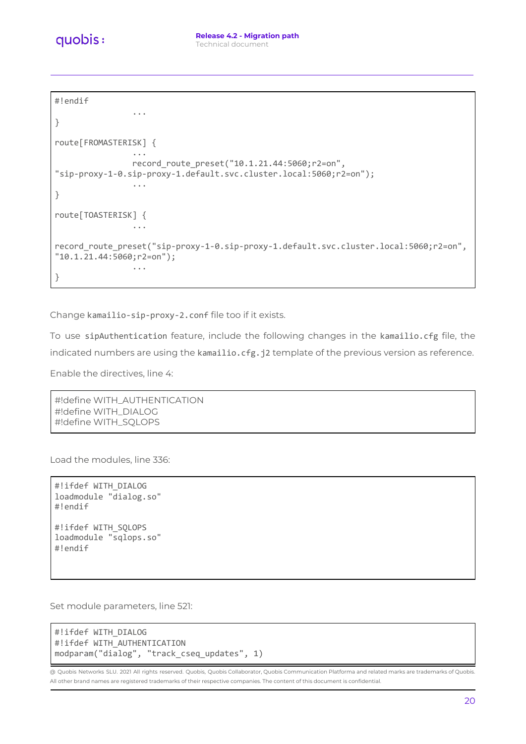```
#!endif
                ...
}

route[FROMASTERISK] {
                ...
                record_route_preset("10.1.21.44:5060;r2=on",
"sip-proxy-1-0.sip-proxy-1.default.svc.cluster.local:5060;r2=on");
                ...
}

route[TOASTERISK] {
                ...

record_route_preset("sip-proxy-1-0.sip-proxy-1.default.svc.cluster.local:5060;r2=on",
"10.1.21.44:5060;r2=on");
                ...
}
```

Change `kamailio-sip-proxy-2.conf` file too if it exists.

To use `sipAuthentication` feature, include the following changes in the `kamailio.cfg` file, the indicated numbers are using the `kamailio.cfg.j2` template of the previous version as reference.

Enable the directives, line 4:

```
#!define WITH_AUTHENTICATION
#!define WITH_DIALOG
#!define WITH_SQLOPS
```

Load the modules, line 336:

```
#!ifdef WITH_DIALOG
loadmodule "dialog.so"
#!endif

#!ifdef WITH_SQLOPS
loadmodule "sqlops.so"
#!endif
```

Set module parameters, line 521:

```
#!ifdef WITH_DIALOG
#!ifdef WITH_AUTHENTICATION
modparam("dialog", "track_cseq_updates", 1)
```

@ Quobis Networks SLU. 2021 All rights reserved. Quobis, Quobis Collaborator, Quobis Communication Platforma and related marks are trademarks of Quobis. All other brand names are registered trademarks of their respective companies. The content of this document is confidential.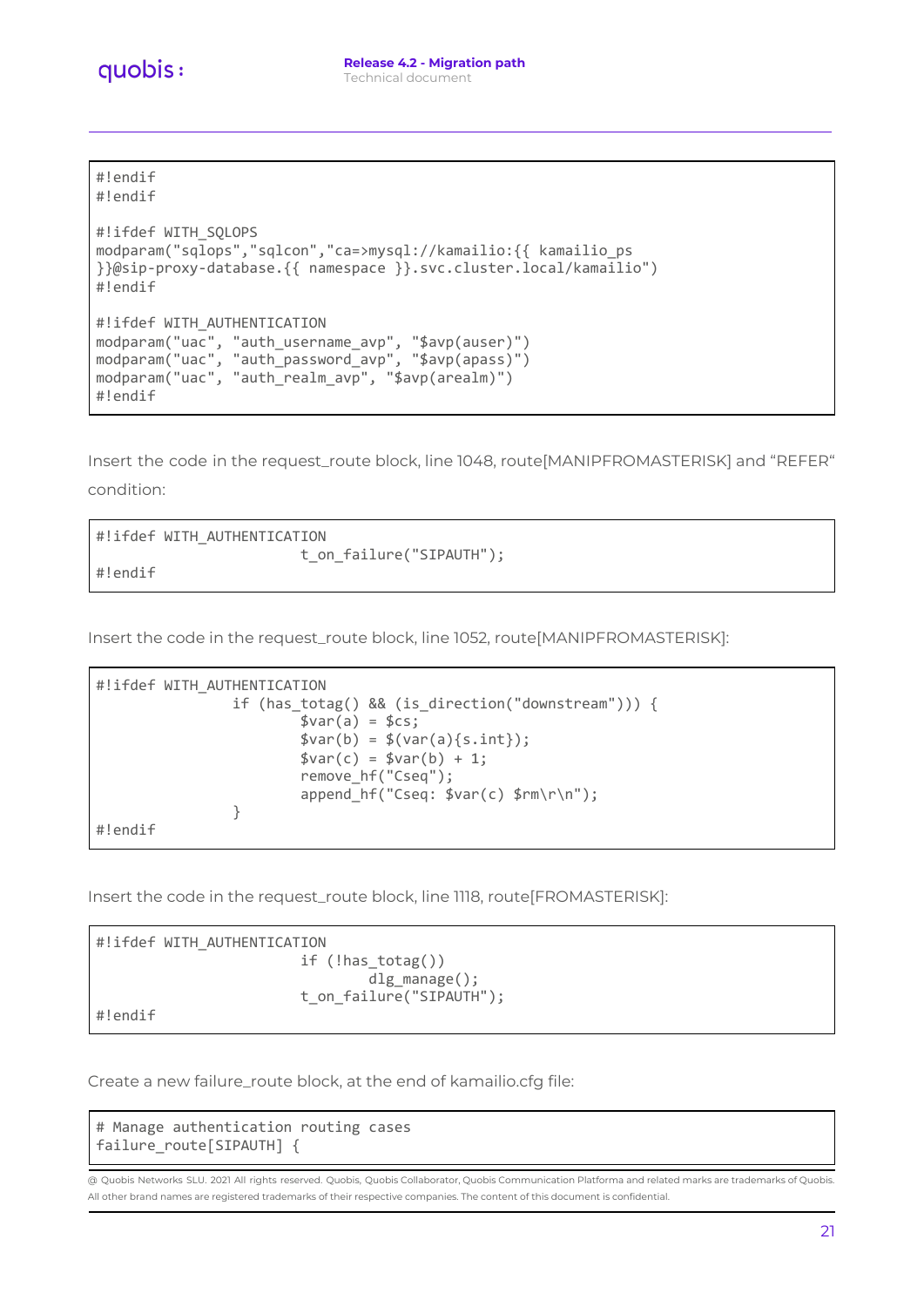```
#!endif
#!endif

#!ifdef WITH_SQLOPS
modparam("sqlops","sqlcon","ca=>mysql://kamailio:{{ kamailio_ps
}}@sip-proxy-database.{{ namespace }}.svc.cluster.local/kamailio")
#!endif

#!ifdef WITH_AUTHENTICATION
modparam("uac", "auth_username_avp", "$avp(auser)")
modparam("uac", "auth_password_avp", "$avp(apass)")
modparam("uac", "auth_realm_avp", "$avp(arealm)")
#!endif
```

Insert the code in the request_route block, line 1048, route[MANIPFROMASTERISK] and “REFER“ condition:

```
#!ifdef WITH_AUTHENTICATION
                        t_on_failure("SIPAUTH");
#!endif
```

Insert the code in the request_route block, line 1052, route[MANIPFROMASTERISK]:

```
#!ifdef WITH_AUTHENTICATION
                if (has_totag() && (is_direction("downstream"))) {
                        $var(a) = $cs;
                        $var(b) = $(var(a){s.int});
                        $var(c) = $var(b) + 1;
                        remove_hf("Cseq");
                        append_hf("Cseq: $var(c) $rm\r\n");
                }
#!endif
```

Insert the code in the request_route block, line 1118, route[FROMASTERISK]:

```
#!ifdef WITH_AUTHENTICATION
                        if (!has_totag())
                                dlg_manage();
                        t_on_failure("SIPAUTH");
#!endif
```

Create a new failure_route block, at the end of kamailio.cfg file:

```
# Manage authentication routing cases
failure_route[SIPAUTH] {
```

@ Quobis Networks SLU. 2021 All rights reserved. Quobis, Quobis Collaborator, Quobis Communication Platforma and related marks are trademarks of Quobis. All other brand names are registered trademarks of their respective companies. The content of this document is confidential.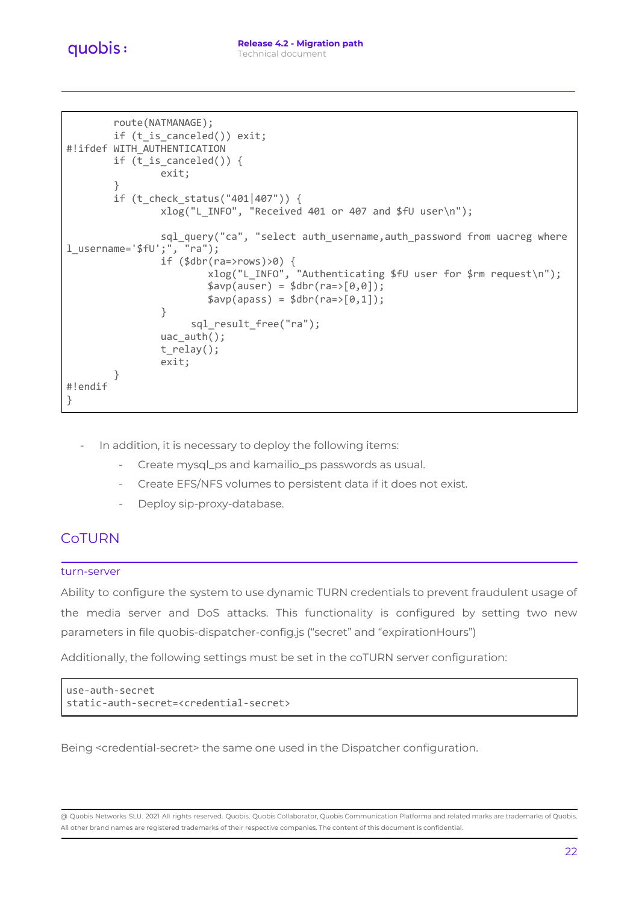```
        route(NATMANAGE);
        if (t_is_canceled()) exit;
#!ifdef WITH_AUTHENTICATION
        if (t_is_canceled()) {
                exit;
        }
        if (t_check_status("401|407")) {
                xlog("L_INFO", "Received 401 or 407 and $fU user\n");

                sql_query("ca", "select auth_username,auth_password from uacreg where
l_username='$fU';", "ra");
                if ($dbr(ra=>rows)>0) {
                        xlog("L_INFO", "Authenticating $fU user for $rm request\n");
                        $avp(auser) = $dbr(ra=>[0,0]);
                        $avp(apass) = $dbr(ra=>[0,1]);
                }
                     sql_result_free("ra");
                uac_auth();
                t_relay();
                exit;
        }
#!endif
}
```

- In addition, it is necessary to deploy the following items:
  - Create mysql_ps and kamailio_ps passwords as usual.
  - Create EFS/NFS volumes to persistent data if it does not exist.
  - Deploy sip-proxy-database.

## CoTURN

### turn-server

Ability to configure the system to use dynamic TURN credentials to prevent fraudulent usage of the media server and DoS attacks. This functionality is configured by setting two new parameters in file quobis-dispatcher-config.js ("secret" and "expirationHours")

Additionally, the following settings must be set in the coTURN server configuration:

```
use-auth-secret
static-auth-secret=<credential-secret>
```

Being <credential-secret> the same one used in the Dispatcher configuration.